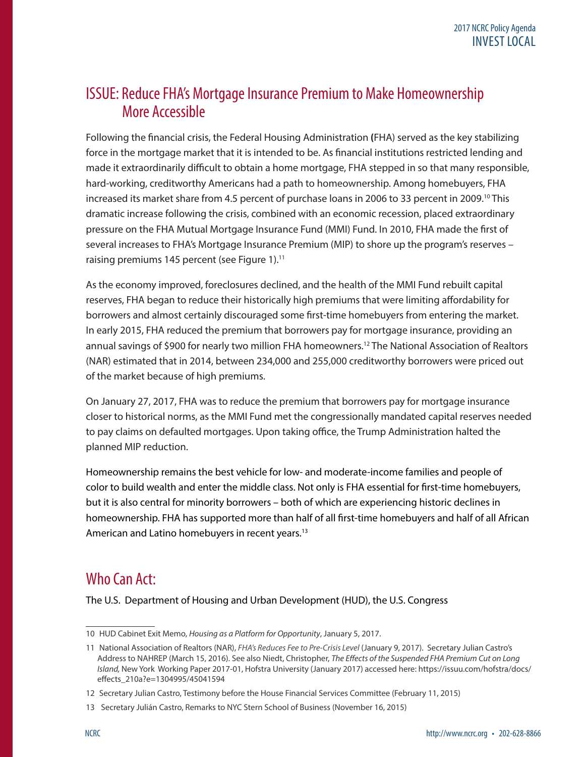## ISSUE: Reduce FHA's Mortgage Insurance Premium to Make Homeownership More Accessible

Following the financial crisis, the Federal Housing Administration (FHA) served as the key stabilizing force in the mortgage market that it is intended to be. As financial institutions restricted lending and made it extraordinarily difficult to obtain a home mortgage, FHA stepped in so that many responsible, hard-working, creditworthy Americans had a path to homeownership. Among homebuyers, FHA increased its market share from 4.5 percent of purchase loans in 2006 to 33 percent in 2009.[10] This dramatic increase following the crisis, combined with an economic recession, placed extraordinary pressure on the FHA Mutual Mortgage Insurance Fund (MMI) Fund. In 2010, FHA made the first of several increases to FHA's Mortgage Insurance Premium (MIP) to shore up the program's reserves – raising premiums 145 percent (see Figure 1).[11]

As the economy improved, foreclosures declined, and the health of the MMI Fund rebuilt capital reserves, FHA began to reduce their historically high premiums that were limiting affordability for borrowers and almost certainly discouraged some first-time homebuyers from entering the market. In early 2015, FHA reduced the premium that borrowers pay for mortgage insurance, providing an annual savings of $900 for nearly two million FHA homeowners.[12] The National Association of Realtors (NAR) estimated that in 2014, between 234,000 and 255,000 creditworthy borrowers were priced out of the market because of high premiums.

On January 27, 2017, FHA was to reduce the premium that borrowers pay for mortgage insurance closer to historical norms, as the MMI Fund met the congressionally mandated capital reserves needed to pay claims on defaulted mortgages. Upon taking office, the Trump Administration halted the planned MIP reduction.

Homeownership remains the best vehicle for low- and moderate-income families and people of color to build wealth and enter the middle class. Not only is FHA essential for first-time homebuyers, but it is also central for minority borrowers – both of which are experiencing historic declines in homeownership. FHA has supported more than half of all first-time homebuyers and half of all African American and Latino homebuyers in recent years.[13]

## Who Can Act:

The U.S. Department of Housing and Urban Development (HUD), the U.S. Congress

---

10 HUD Cabinet Exit Memo, *Housing as a Platform for Opportunity*, January 5, 2017.

11 National Association of Realtors (NAR), *FHA's Reduces Fee to Pre-Crisis Level* (January 9, 2017). Secretary Julian Castro's Address to NAHREP (March 15, 2016). See also Niedt, Christopher, *The Effects of the Suspended FHA Premium Cut on Long Island,* New York Working Paper 2017-01, Hofstra University (January 2017) accessed here: https://issuu.com/hofstra/docs/effects_210a?e=1304995/45041594

12 Secretary Julian Castro, Testimony before the House Financial Services Committee (February 11, 2015)

13 Secretary Julián Castro, Remarks to NYC Stern School of Business (November 16, 2015)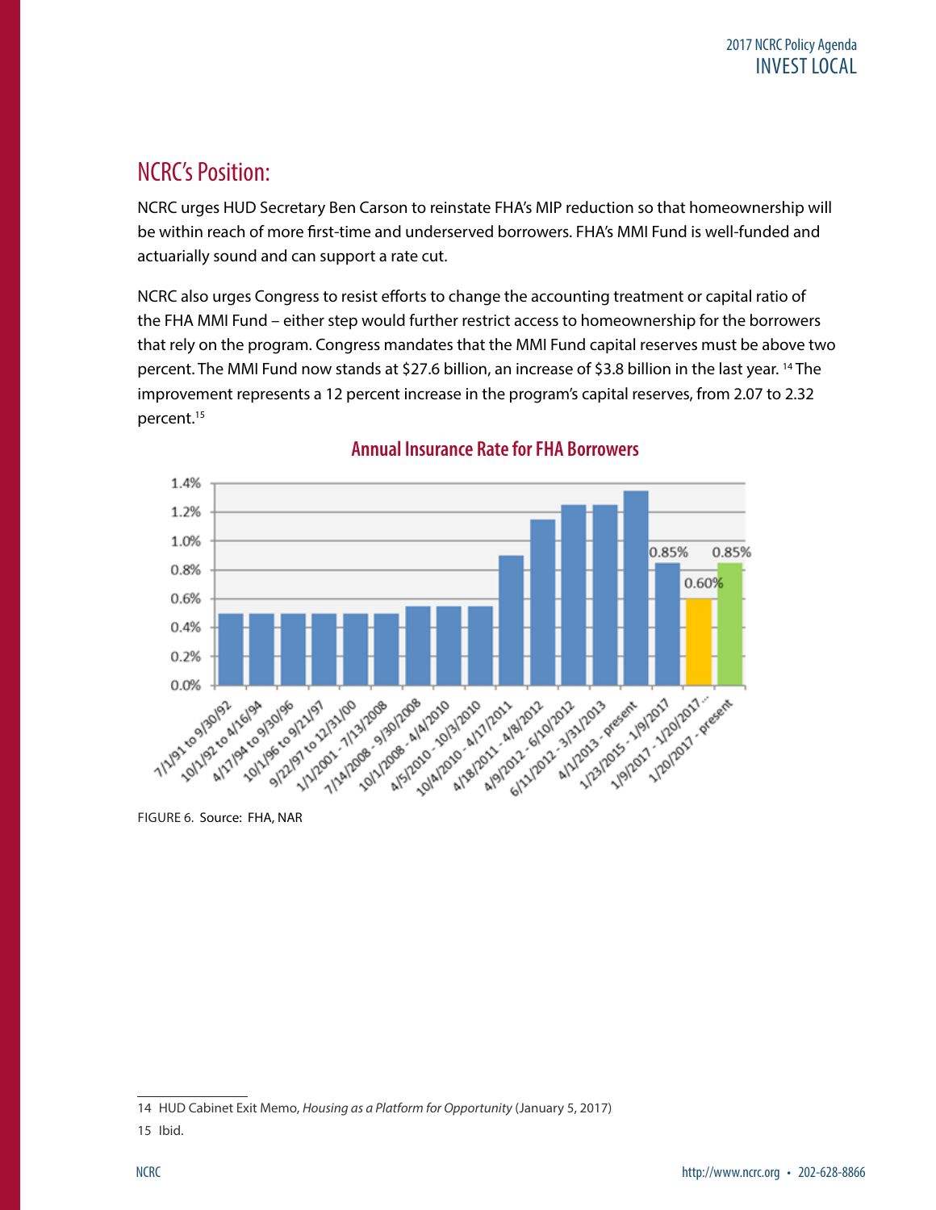## NCRC's Position:

NCRC urges HUD Secretary Ben Carson to reinstate FHA's MIP reduction so that homeownership will be within reach of more first-time and underserved borrowers. FHA's MMI Fund is well-funded and actuarially sound and can support a rate cut.

NCRC also urges Congress to resist efforts to change the accounting treatment or capital ratio of the FHA MMI Fund – either step would further restrict access to homeownership for the borrowers that rely on the program. Congress mandates that the MMI Fund capital reserves must be above two percent. The MMI Fund now stands at $27.6 billion, an increase of $3.8 billion in the last year. [14] The improvement represents a 12 percent increase in the program's capital reserves, from 2.07 to 2.32 percent.[15]

**Annual Insurance Rate for FHA Borrowers**

1.4%
1.2%
1.0%
0.8%
0.6%
0.4%
0.2%
0.0%

0.85%
0.60%
0.85%

7/1/91 to 9/30/92
10/1/92 to 4/16/94
4/17/94 to 9/30/96
10/1/96 to 9/21/97
9/22/97 to 12/31/00
1/1/2001 - 7/13/2008
7/14/2008 - 9/30/2008
10/1/2008 - 4/4/2010
4/5/2010 - 10/3/2010
10/4/2010 - 4/17/2011
4/18/2011 - 4/8/2012
4/9/2012 - 6/10/2012
6/11/2012 - 3/31/2013
4/1/2013 - present
1/23/2015 - 1/9/2017
1/9/2017 - 1/20/2017...
1/20/2017 - present

FIGURE 6. Source: FHA, NAR

---

14 HUD Cabinet Exit Memo, *Housing as a Platform for Opportunity* (January 5, 2017)

15 Ibid.